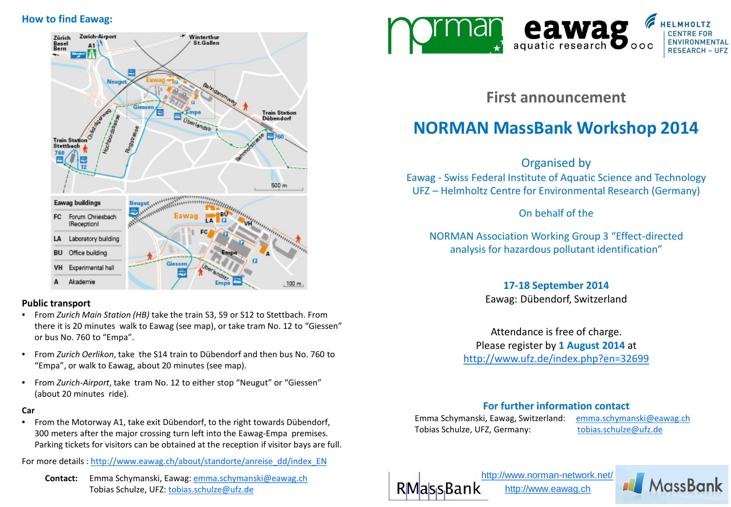## How to find Eawag:

### Public transport

- From *Zurich Main Station (HB)* take the train S3, S9 or S12 to Stettbach. From there it is 20 minutes walk to Eawag (see map), or take tram No. 12 to "Giessen" or bus No. 760 to "Empa".
- From *Zurich Oerlikon*, take the S14 train to Dübendorf and then bus No. 760 to "Empa", or walk to Eawag, about 20 minutes (see map).
- From *Zurich-Airport*, take tram No. 12 to either stop "Neugut" or "Giessen" (about 20 minutes ride).

### Car

- From the Motorway A1, take exit Dübendorf, to the right towards Dübendorf, 300 meters after the major crossing turn left into the Eawag-Empa premises. Parking tickets for visitors can be obtained at the reception if visitor bays are full.

For more details : http://www.eawag.ch/about/standorte/anreise_dd/index_EN

**Contact:** Emma Schymanski, Eawag: emma.schymanski@eawag.ch
Tobias Schulze, UFZ: tobias.schulze@ufz.de

## First announcement

# NORMAN MassBank Workshop 2014

Organised by

Eawag - Swiss Federal Institute of Aquatic Science and Technology
UFZ – Helmholtz Centre for Environmental Research (Germany)

On behalf of the

NORMAN Association Working Group 3 "Effect-directed analysis for hazardous pollutant identification"

**17-18 September 2014**
Eawag: Dübendorf, Switzerland

Attendance is free of charge.
Please register by **1 August 2014** at
http://www.ufz.de/index.php?en=32699

**For further information contact**

Emma Schymanski, Eawag, Switzerland: emma.schymanski@eawag.ch
Tobias Schulze, UFZ, Germany: tobias.schulze@ufz.de

http://www.norman-network.net/
http://www.eawag.ch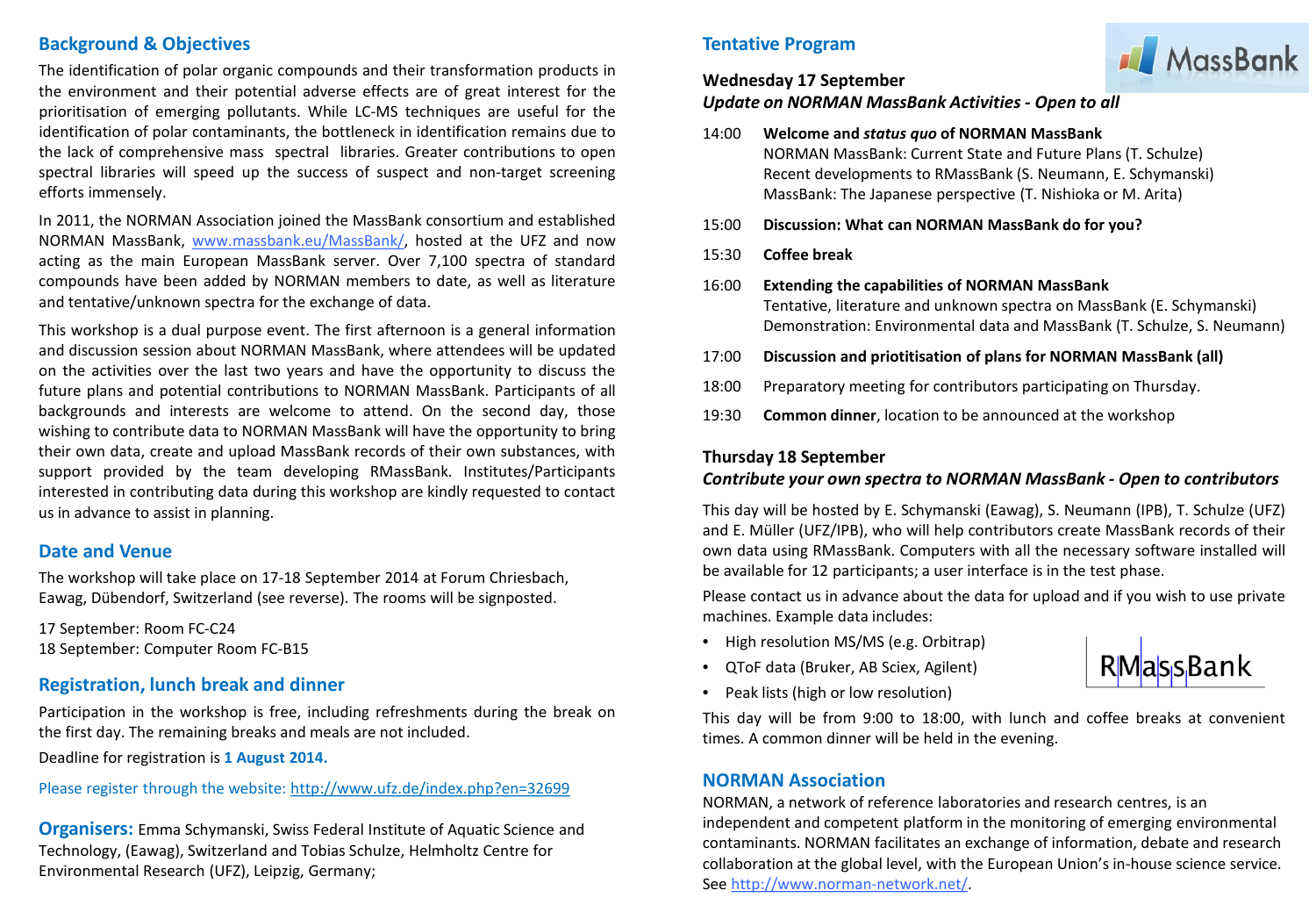## Background & Objectives

The identification of polar organic compounds and their transformation products in the environment and their potential adverse effects are of great interest for the prioritisation of emerging pollutants. While LC-MS techniques are useful for the identification of polar contaminants, the bottleneck in identification remains due to the lack of comprehensive mass spectral libraries. Greater contributions to open spectral libraries will speed up the success of suspect and non-target screening efforts immensely.

In 2011, the NORMAN Association joined the MassBank consortium and established NORMAN MassBank, www.massbank.eu/MassBank/, hosted at the UFZ and now acting as the main European MassBank server. Over 7,100 spectra of standard compounds have been added by NORMAN members to date, as well as literature and tentative/unknown spectra for the exchange of data.

This workshop is a dual purpose event. The first afternoon is a general information and discussion session about NORMAN MassBank, where attendees will be updated on the activities over the last two years and have the opportunity to discuss the future plans and potential contributions to NORMAN MassBank. Participants of all backgrounds and interests are welcome to attend. On the second day, those wishing to contribute data to NORMAN MassBank will have the opportunity to bring their own data, create and upload MassBank records of their own substances, with support provided by the team developing RMassBank. Institutes/Participants interested in contributing data during this workshop are kindly requested to contact us in advance to assist in planning.

## Date and Venue

The workshop will take place on 17-18 September 2014 at Forum Chriesbach, Eawag, Dübendorf, Switzerland (see reverse). The rooms will be signposted.

17 September: Room FC-C24
18 September: Computer Room FC-B15

## Registration, lunch break and dinner

Participation in the workshop is free, including refreshments during the break on the first day. The remaining breaks and meals are not included.

Deadline for registration is **1 August 2014.**

Please register through the website: http://www.ufz.de/index.php?en=32699

**Organisers:** Emma Schymanski, Swiss Federal Institute of Aquatic Science and Technology, (Eawag), Switzerland and Tobias Schulze, Helmholtz Centre for Environmental Research (UFZ), Leipzig, Germany;

## Tentative Program

MassBank

### Wednesday 17 September
***Update on NORMAN MassBank Activities - Open to all***

| | |
|---|---|
| 14:00 | **Welcome and *status quo* of NORMAN MassBank**<br>NORMAN MassBank: Current State and Future Plans (T. Schulze)<br>Recent developments to RMassBank (S. Neumann, E. Schymanski)<br>MassBank: The Japanese perspective (T. Nishioka or M. Arita) |
| 15:00 | **Discussion: What can NORMAN MassBank do for you?** |
| 15:30 | **Coffee break** |
| 16:00 | **Extending the capabilities of NORMAN MassBank**<br>Tentative, literature and unknown spectra on MassBank (E. Schymanski)<br>Demonstration: Environmental data and MassBank (T. Schulze, S. Neumann) |
| 17:00 | **Discussion and priotitisation of plans for NORMAN MassBank (all)** |
| 18:00 | Preparatory meeting for contributors participating on Thursday. |
| 19:30 | **Common dinner**, location to be announced at the workshop |

### Thursday 18 September
***Contribute your own spectra to NORMAN MassBank - Open to contributors***

This day will be hosted by E. Schymanski (Eawag), S. Neumann (IPB), T. Schulze (UFZ) and E. Müller (UFZ/IPB), who will help contributors create MassBank records of their own data using RMassBank. Computers with all the necessary software installed will be available for 12 participants; a user interface is in the test phase.

Please contact us in advance about the data for upload and if you wish to use private machines. Example data includes:

- High resolution MS/MS (e.g. Orbitrap)
- QToF data (Bruker, AB Sciex, Agilent)
- Peak lists (high or low resolution)

RMassBank

This day will be from 9:00 to 18:00, with lunch and coffee breaks at convenient times. A common dinner will be held in the evening.

## NORMAN Association

NORMAN, a network of reference laboratories and research centres, is an independent and competent platform in the monitoring of emerging environmental contaminants. NORMAN facilitates an exchange of information, debate and research collaboration at the global level, with the European Union's in-house science service. See http://www.norman-network.net/.